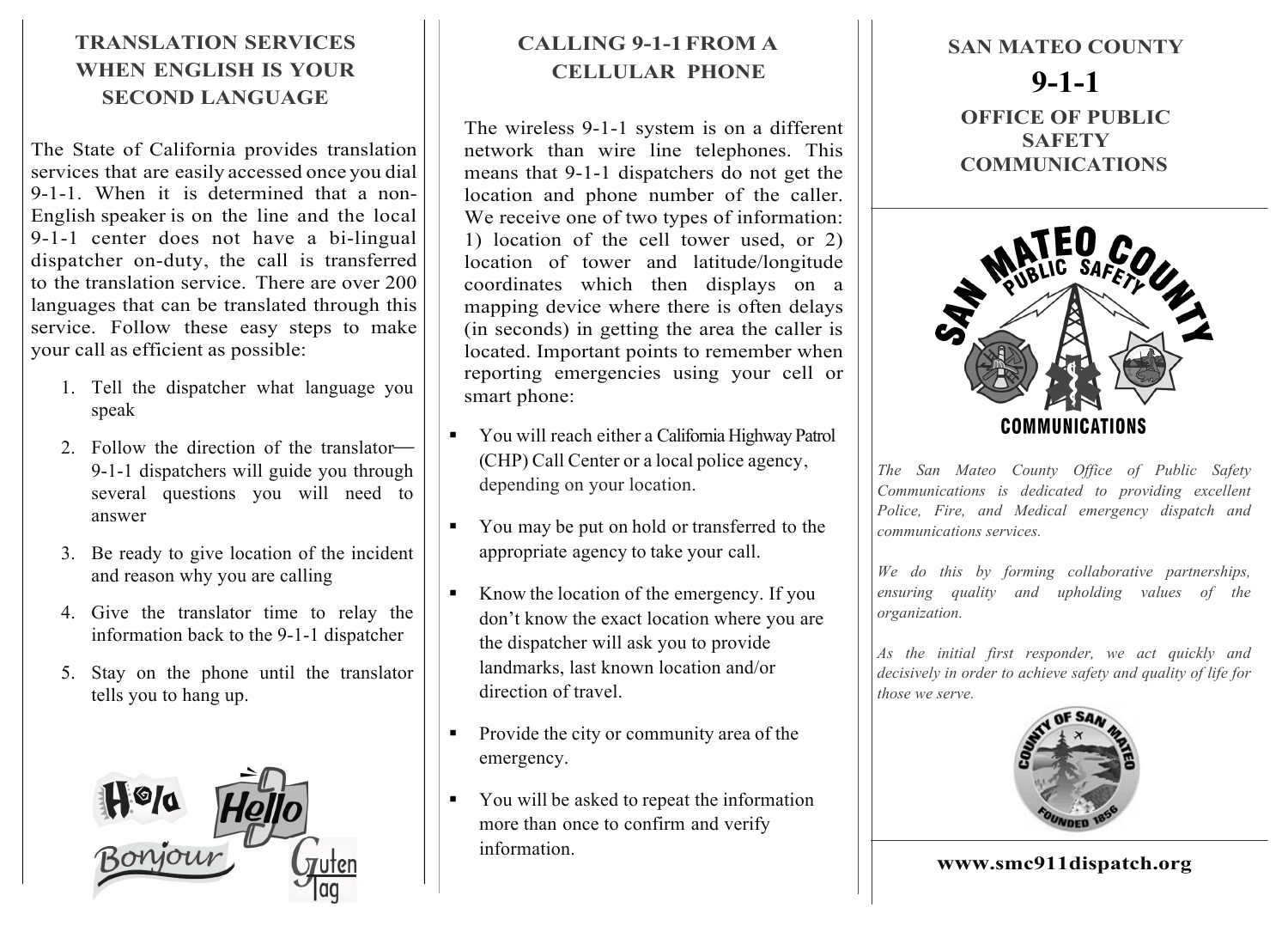## TRANSLATION SERVICES WHEN ENGLISH IS YOUR SECOND LANGUAGE

The State of California provides translation services that are easily accessed once you dial 9-1-1. When it is determined that a non-English speaker is on the line and the local 9-1-1 center does not have a bi-lingual dispatcher on-duty, the call is transferred to the translation service. There are over 200 languages that can be translated through this service. Follow these easy steps to make your call as efficient as possible:

1. Tell the dispatcher what language you speak
2. Follow the direction of the translator— 9-1-1 dispatchers will guide you through several questions you will need to answer
3. Be ready to give location of the incident and reason why you are calling
4. Give the translator time to relay the information back to the 9-1-1 dispatcher
5. Stay on the phone until the translator tells you to hang up.

## CALLING 9-1-1 FROM A CELLULAR PHONE

The wireless 9-1-1 system is on a different network than wire line telephones. This means that 9-1-1 dispatchers do not get the location and phone number of the caller. We receive one of two types of information: 1) location of the cell tower used, or 2) location of tower and latitude/longitude coordinates which then displays on a mapping device where there is often delays (in seconds) in getting the area the caller is located. Important points to remember when reporting emergencies using your cell or smart phone:

- You will reach either a California Highway Patrol (CHP) Call Center or a local police agency, depending on your location.
- You may be put on hold or transferred to the appropriate agency to take your call.
- Know the location of the emergency. If you don't know the exact location where you are the dispatcher will ask you to provide landmarks, last known location and/or direction of travel.
- Provide the city or community area of the emergency.
- You will be asked to repeat the information more than once to confirm and verify information.

## SAN MATEO COUNTY

# 9-1-1

## OFFICE OF PUBLIC SAFETY COMMUNICATIONS

*The San Mateo County Office of Public Safety Communications is dedicated to providing excellent Police, Fire, and Medical emergency dispatch and communications services.*

*We do this by forming collaborative partnerships, ensuring quality and upholding values of the organization.*

*As the initial first responder, we act quickly and decisively in order to achieve safety and quality of life for those we serve.*

**www.smc911dispatch.org**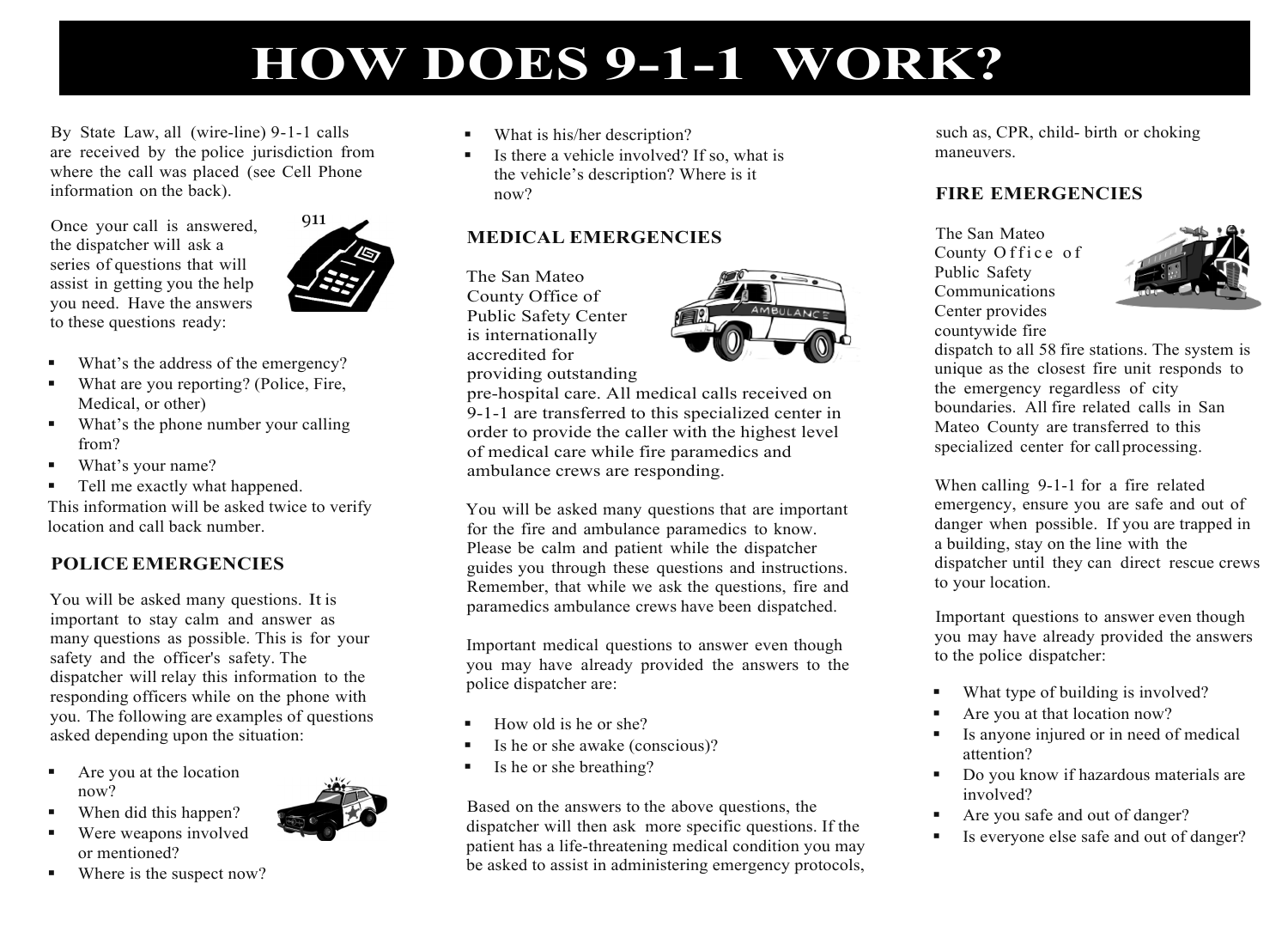# HOW DOES 9-1-1 WORK?

By State Law, all (wire-line) 9-1-1 calls are received by the police jurisdiction from where the call was placed (see Cell Phone information on the back).

Once your call is answered, the dispatcher will ask a series of questions that will assist in getting you the help you need. Have the answers to these questions ready:

- What's the address of the emergency?
- What are you reporting? (Police, Fire, Medical, or other)
- What's the phone number your calling from?
- What's your name?
- Tell me exactly what happened.

This information will be asked twice to verify location and call back number.

## POLICE EMERGENCIES

You will be asked many questions. It is important to stay calm and answer as many questions as possible. This is for your safety and the officer's safety. The dispatcher will relay this information to the responding officers while on the phone with you. The following are examples of questions asked depending upon the situation:

- Are you at the location now?
- When did this happen?
- Were weapons involved or mentioned?
- Where is the suspect now?
- What is his/her description?
- Is there a vehicle involved? If so, what is the vehicle's description? Where is it now?

## MEDICAL EMERGENCIES

The San Mateo County Office of Public Safety Center is internationally accredited for providing outstanding pre-hospital care. All medical calls received on 9-1-1 are transferred to this specialized center in order to provide the caller with the highest level of medical care while fire paramedics and ambulance crews are responding.

You will be asked many questions that are important for the fire and ambulance paramedics to know. Please be calm and patient while the dispatcher guides you through these questions and instructions. Remember, that while we ask the questions, fire and paramedics ambulance crews have been dispatched.

Important medical questions to answer even though you may have already provided the answers to the police dispatcher are:

- How old is he or she?
- Is he or she awake (conscious)?
- Is he or she breathing?

Based on the answers to the above questions, the dispatcher will then ask more specific questions. If the patient has a life-threatening medical condition you may be asked to assist in administering emergency protocols, such as, CPR, child- birth or choking maneuvers.

## FIRE EMERGENCIES

The San Mateo County Office of Public Safety Communications Center provides countywide fire dispatch to all 58 fire stations. The system is unique as the closest fire unit responds to the emergency regardless of city boundaries. All fire related calls in San Mateo County are transferred to this specialized center for call processing.

When calling 9-1-1 for a fire related emergency, ensure you are safe and out of danger when possible. If you are trapped in a building, stay on the line with the dispatcher until they can direct rescue crews to your location.

Important questions to answer even though you may have already provided the answers to the police dispatcher:

- What type of building is involved?
- Are you at that location now?
- Is anyone injured or in need of medical attention?
- Do you know if hazardous materials are involved?
- Are you safe and out of danger?
- Is everyone else safe and out of danger?